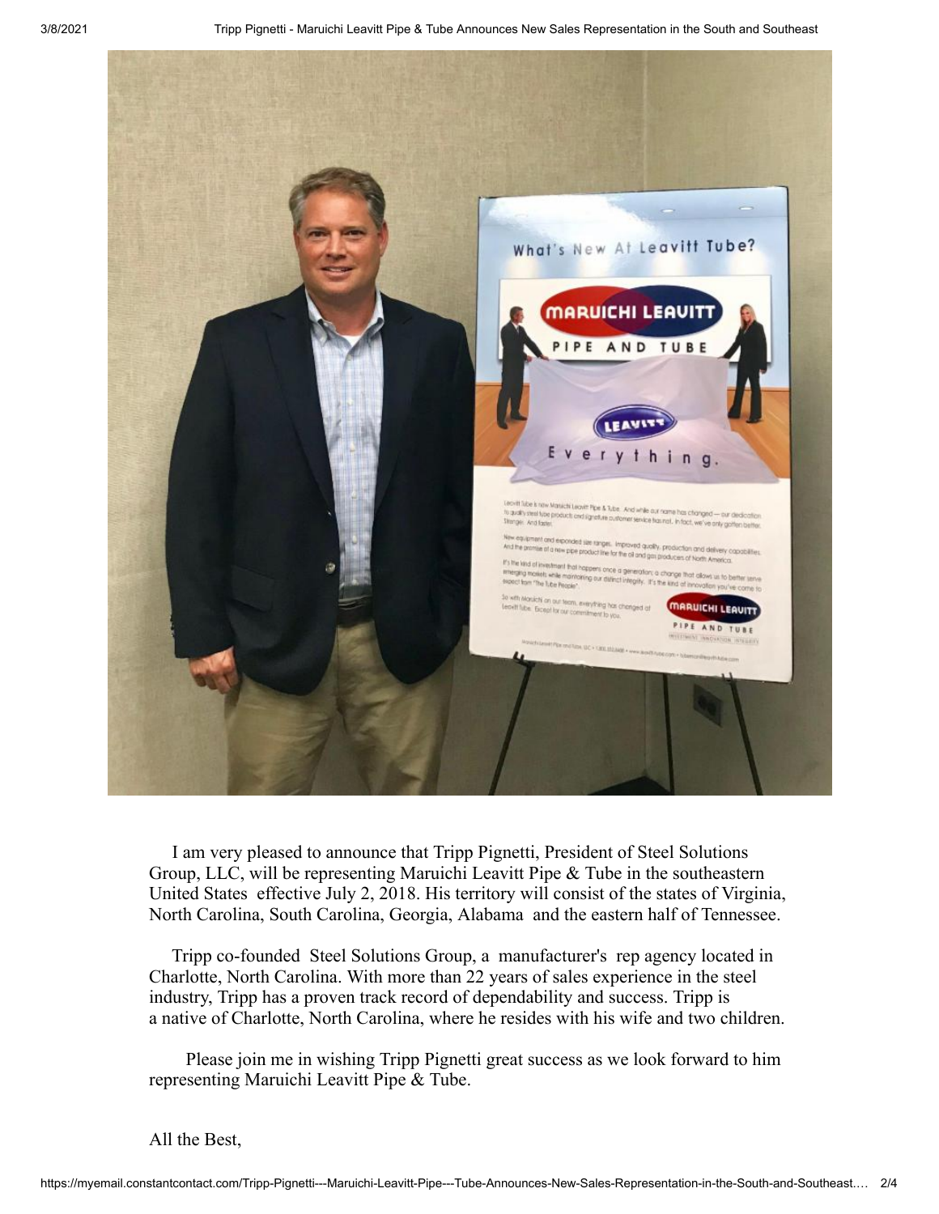I am very pleased to announce that Tripp Pignetti, President of Steel Solutions Group, LLC, will be representing Maruichi Leavitt Pipe & Tube in the southeastern United States effective July 2, 2018. His territory will consist of the states of Virginia, North Carolina, South Carolina, Georgia, Alabama and the eastern half of Tennessee.

Tripp co-founded Steel Solutions Group, a manufacturer's rep agency located in Charlotte, North Carolina. With more than 22 years of sales experience in the steel industry, Tripp has a proven track record of dependability and success. Tripp is a native of Charlotte, North Carolina, where he resides with his wife and two children.

Please join me in wishing Tripp Pignetti great success as we look forward to him representing Maruichi Leavitt Pipe & Tube.

All the Best,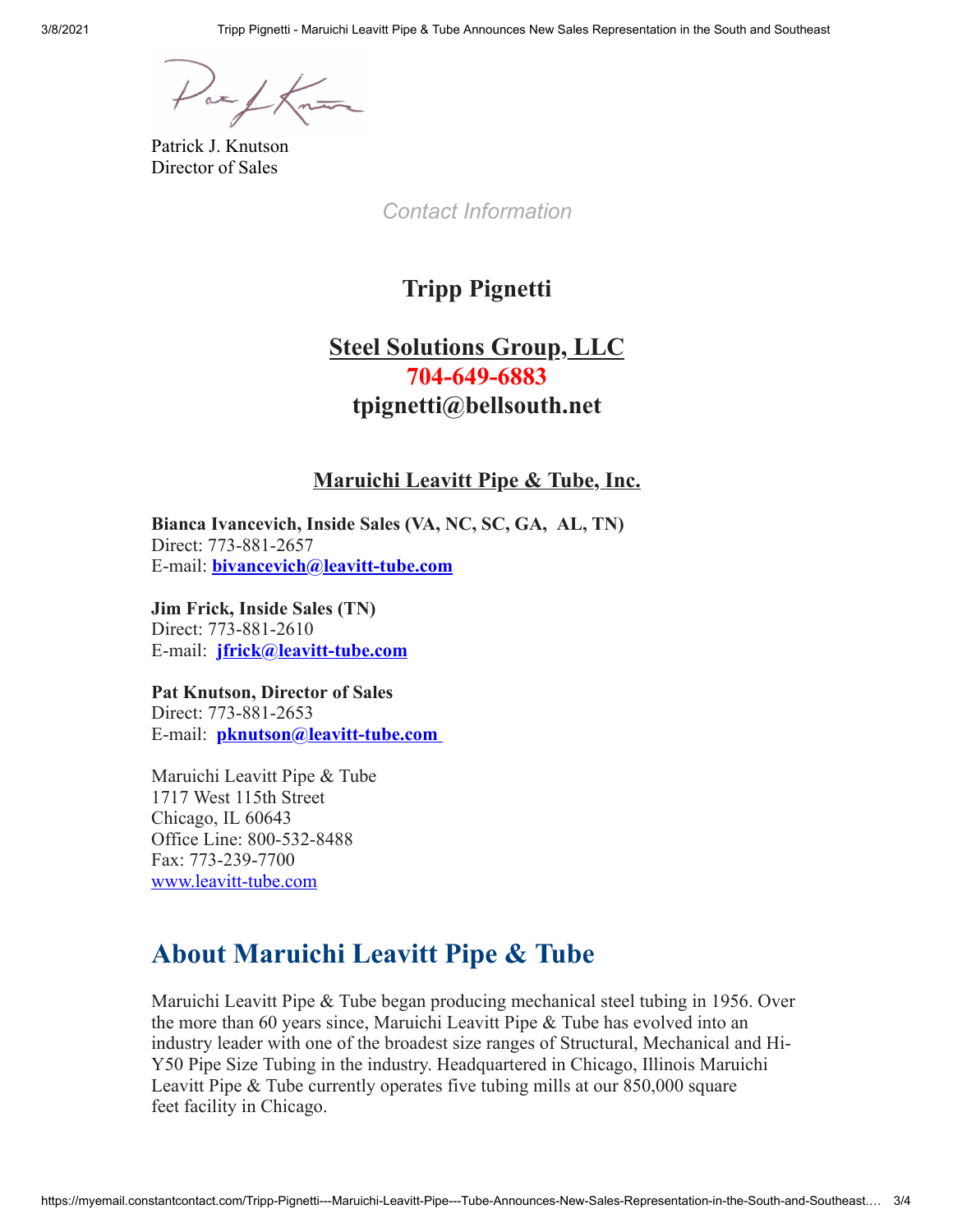Patrick J. Knutson
Director of Sales

*Contact Information*

## Tripp Pignetti

## Steel Solutions Group, LLC

**704-649-6883**

**tpignetti@bellsouth.net**

### Maruichi Leavitt Pipe & Tube, Inc.

**Bianca Ivancevich, Inside Sales (VA, NC, SC, GA, AL, TN)**
Direct: 773-881-2657
E-mail: **bivancevich@leavitt-tube.com**

**Jim Frick, Inside Sales (TN)**
Direct: 773-881-2610
E-mail: **jfrick@leavitt-tube.com**

**Pat Knutson, Director of Sales**
Direct: 773-881-2653
E-mail: **pknutson@leavitt-tube.com**

Maruichi Leavitt Pipe & Tube
1717 West 115th Street
Chicago, IL 60643
Office Line: 800-532-8488
Fax: 773-239-7700
www.leavitt-tube.com

## About Maruichi Leavitt Pipe & Tube

Maruichi Leavitt Pipe & Tube began producing mechanical steel tubing in 1956. Over the more than 60 years since, Maruichi Leavitt Pipe & Tube has evolved into an industry leader with one of the broadest size ranges of Structural, Mechanical and Hi-Y50 Pipe Size Tubing in the industry. Headquartered in Chicago, Illinois Maruichi Leavitt Pipe & Tube currently operates five tubing mills at our 850,000 square feet facility in Chicago.